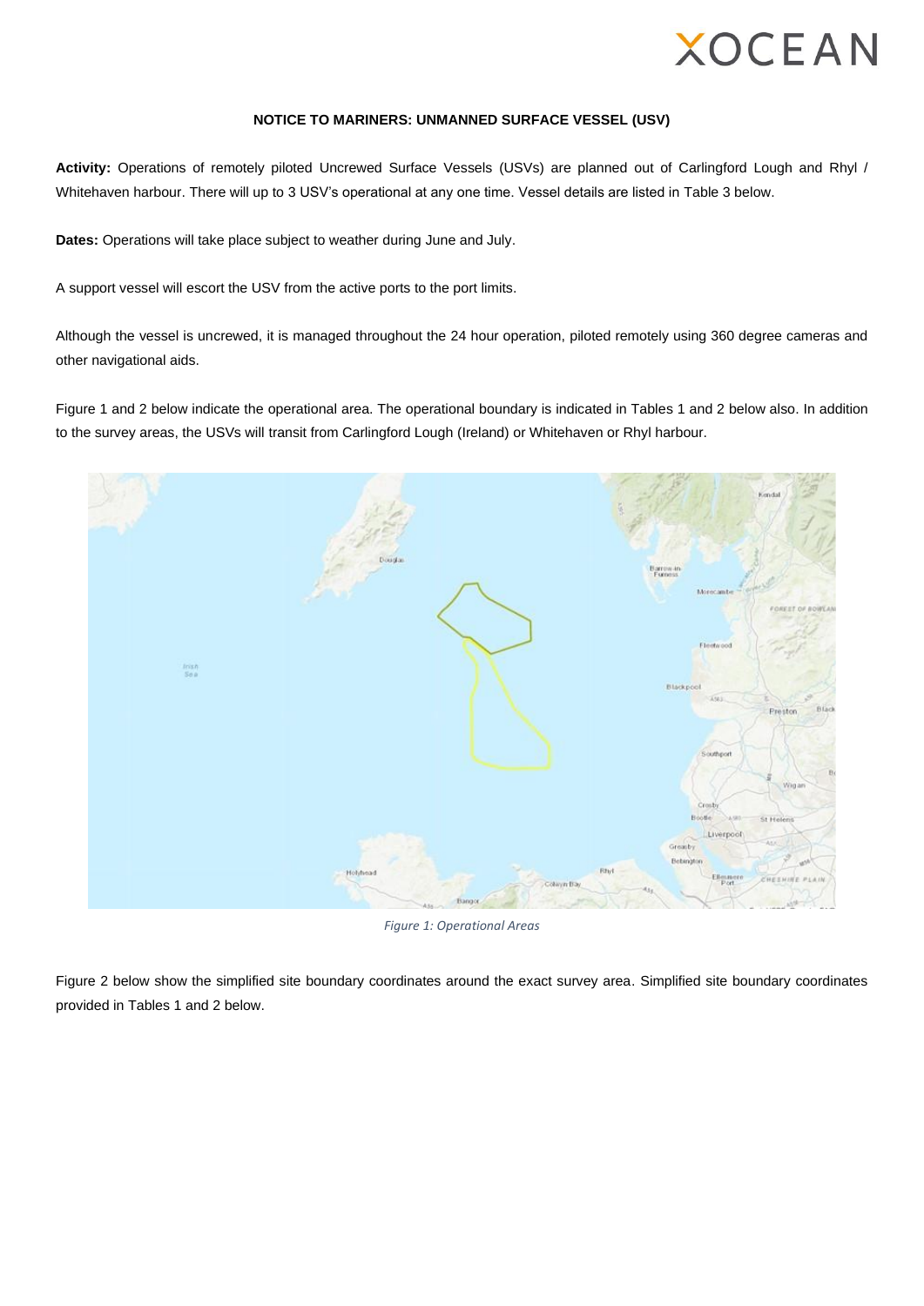# NOTICE TO MARINERS: UNMANNED SURFACE VESSEL (USV)

**Activity:** Operations of remotely piloted Uncrewed Surface Vessels (USVs) are planned out of Carlingford Lough and Rhyl / Whitehaven harbour. There will up to 3 USV's operational at any one time. Vessel details are listed in Table 3 below.

**Dates:** Operations will take place subject to weather during June and July.

A support vessel will escort the USV from the active ports to the port limits.

Although the vessel is uncrewed, it is managed throughout the 24 hour operation, piloted remotely using 360 degree cameras and other navigational aids.

Figure 1 and 2 below indicate the operational area. The operational boundary is indicated in Tables 1 and 2 below also. In addition to the survey areas, the USVs will transit from Carlingford Lough (Ireland) or Whitehaven or Rhyl harbour.

*Figure 1: Operational Areas*

Figure 2 below show the simplified site boundary coordinates around the exact survey area. Simplified site boundary coordinates provided in Tables 1 and 2 below.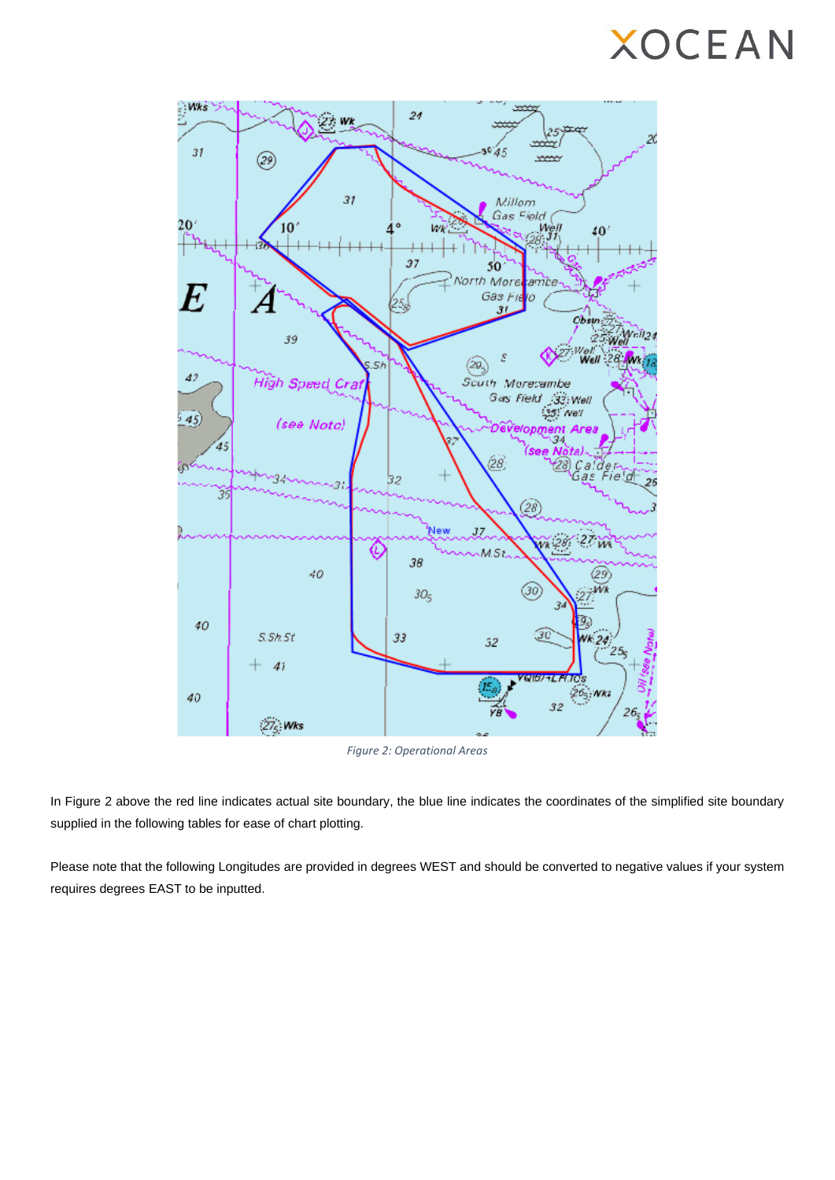*Figure 2: Operational Areas*

In Figure 2 above the red line indicates actual site boundary, the blue line indicates the coordinates of the simplified site boundary supplied in the following tables for ease of chart plotting.

Please note that the following Longitudes are provided in degrees WEST and should be converted to negative values if your system requires degrees EAST to be inputted.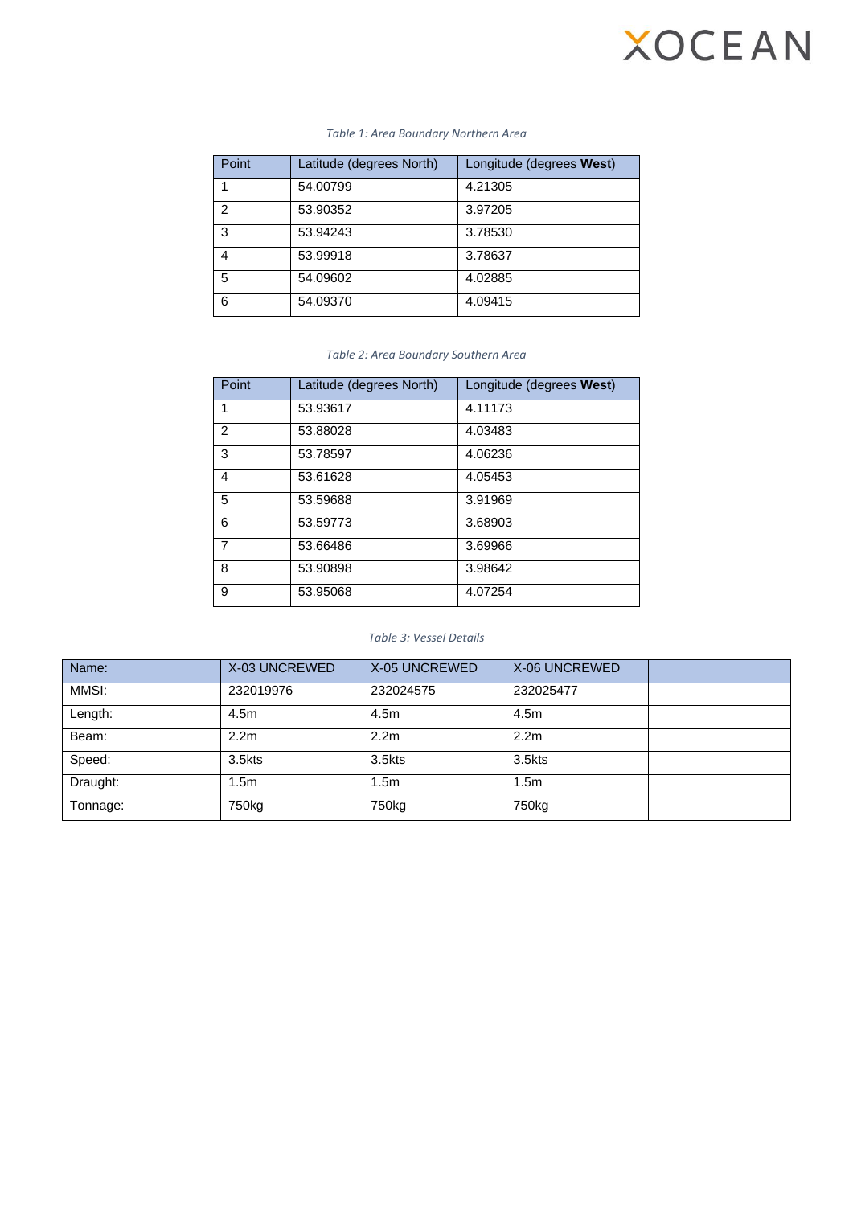*Table 1: Area Boundary Northern Area*

| Point | Latitude (degrees North) | Longitude (degrees **West**) |
|---|---|---|
| 1 | 54.00799 | 4.21305 |
| 2 | 53.90352 | 3.97205 |
| 3 | 53.94243 | 3.78530 |
| 4 | 53.99918 | 3.78637 |
| 5 | 54.09602 | 4.02885 |
| 6 | 54.09370 | 4.09415 |

*Table 2: Area Boundary Southern Area*

| Point | Latitude (degrees North) | Longitude (degrees **West**) |
|---|---|---|
| 1 | 53.93617 | 4.11173 |
| 2 | 53.88028 | 4.03483 |
| 3 | 53.78597 | 4.06236 |
| 4 | 53.61628 | 4.05453 |
| 5 | 53.59688 | 3.91969 |
| 6 | 53.59773 | 3.68903 |
| 7 | 53.66486 | 3.69966 |
| 8 | 53.90898 | 3.98642 |
| 9 | 53.95068 | 4.07254 |

*Table 3: Vessel Details*

| Name: | X-03 UNCREWED | X-05 UNCREWED | X-06 UNCREWED | |
|---|---|---|---|---|
| MMSI: | 232019976 | 232024575 | 232025477 | |
| Length: | 4.5m | 4.5m | 4.5m | |
| Beam: | 2.2m | 2.2m | 2.2m | |
| Speed: | 3.5kts | 3.5kts | 3.5kts | |
| Draught: | 1.5m | 1.5m | 1.5m | |
| Tonnage: | 750kg | 750kg | 750kg | |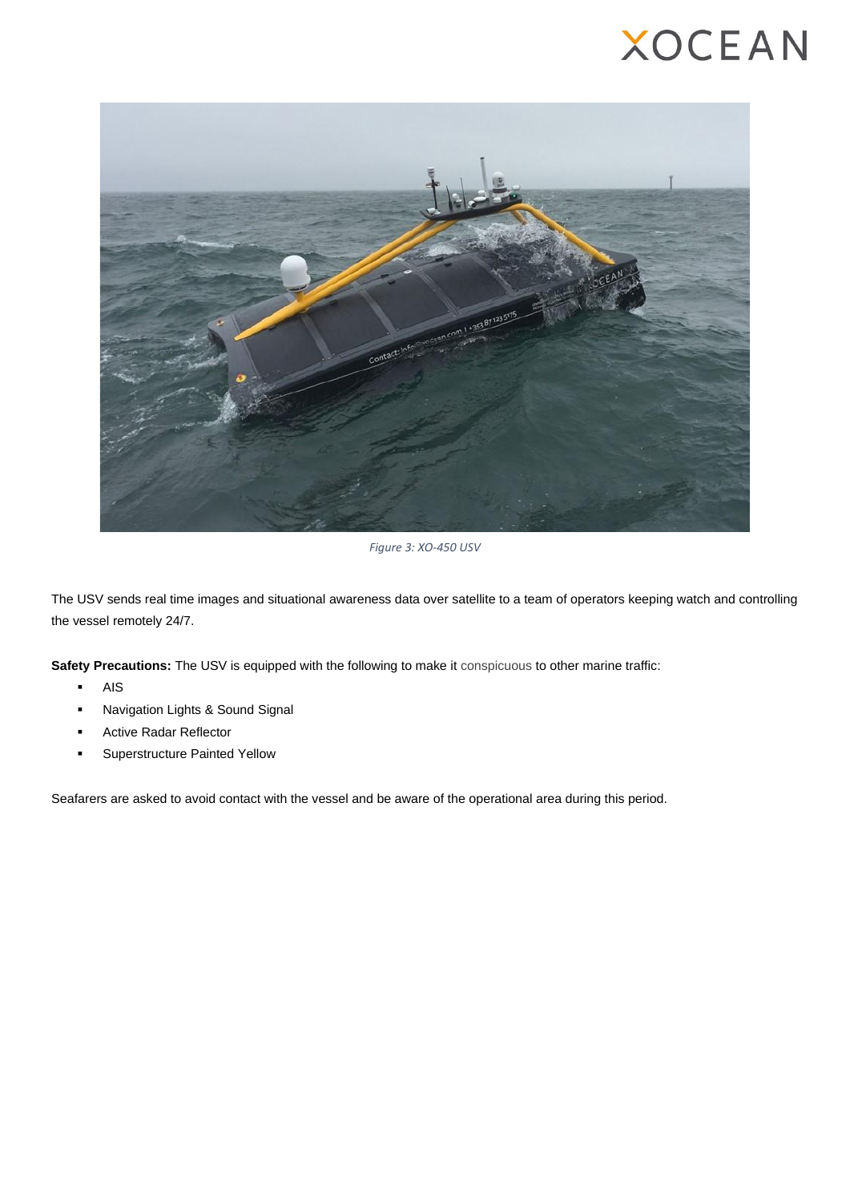*Figure 3: XO-450 USV*

The USV sends real time images and situational awareness data over satellite to a team of operators keeping watch and controlling the vessel remotely 24/7.

**Safety Precautions:** The USV is equipped with the following to make it conspicuous to other marine traffic:

- AIS
- Navigation Lights & Sound Signal
- Active Radar Reflector
- Superstructure Painted Yellow

Seafarers are asked to avoid contact with the vessel and be aware of the operational area during this period.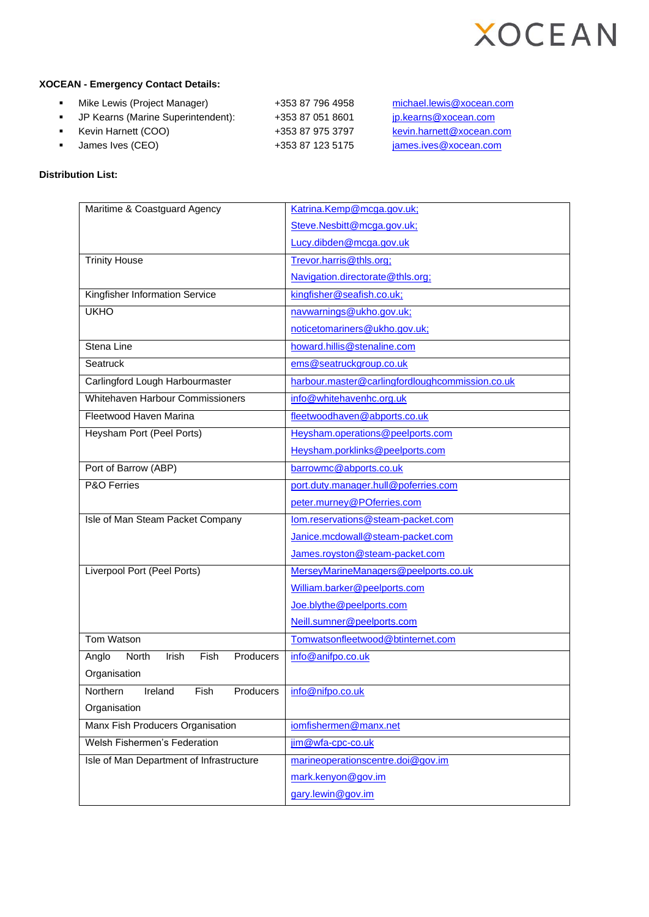**XOCEAN - Emergency Contact Details:**

- Mike Lewis (Project Manager) +353 87 796 4958 michael.lewis@xocean.com
- JP Kearns (Marine Superintendent): +353 87 051 8601 jp.kearns@xocean.com
- Kevin Harnett (COO) +353 87 975 3797 kevin.harnett@xocean.com
- James Ives (CEO) +353 87 123 5175 james.ives@xocean.com

**Distribution List:**

| | |
|---|---|
| Maritime & Coastguard Agency | Katrina.Kemp@mcga.gov.uk;<br>Steve.Nesbitt@mcga.gov.uk;<br>Lucy.dibden@mcga.gov.uk |
| Trinity House | Trevor.harris@thls.org;<br>Navigation.directorate@thls.org; |
| Kingfisher Information Service | kingfisher@seafish.co.uk; |
| UKHO | navwarnings@ukho.gov.uk;<br>noticetomariners@ukho.gov.uk; |
| Stena Line | howard.hillis@stenaline.com |
| Seatruck | ems@seatruckgroup.co.uk |
| Carlingford Lough Harbourmaster | harbour.master@carlingfordloughcommission.co.uk |
| Whitehaven Harbour Commissioners | info@whitehavenhc.org.uk |
| Fleetwood Haven Marina | fleetwoodhaven@abports.co.uk |
| Heysham Port (Peel Ports) | Heysham.operations@peelports.com<br>Heysham.porklinks@peelports.com |
| Port of Barrow (ABP) | barrowmc@abports.co.uk |
| P&O Ferries | port.duty.manager.hull@poferries.com<br>peter.murney@POferries.com |
| Isle of Man Steam Packet Company | Iom.reservations@steam-packet.com<br>Janice.mcdowall@steam-packet.com<br>James.royston@steam-packet.com |
| Liverpool Port (Peel Ports) | MerseyMarineManagers@peelports.co.uk<br>William.barker@peelports.com<br>Joe.blythe@peelports.com<br>Neill.sumner@peelports.com |
| Tom Watson | Tomwatsonfleetwood@btinternet.com |
| Anglo North Irish Fish Producers Organisation | info@anifpo.co.uk |
| Northern Ireland Fish Producers Organisation | info@nifpo.co.uk |
| Manx Fish Producers Organisation | iomfishermen@manx.net |
| Welsh Fishermen's Federation | jim@wfa-cpc-co.uk |
| Isle of Man Department of Infrastructure | marineoperationscentre.doi@gov.im<br>mark.kenyon@gov.im<br>gary.lewin@gov.im |